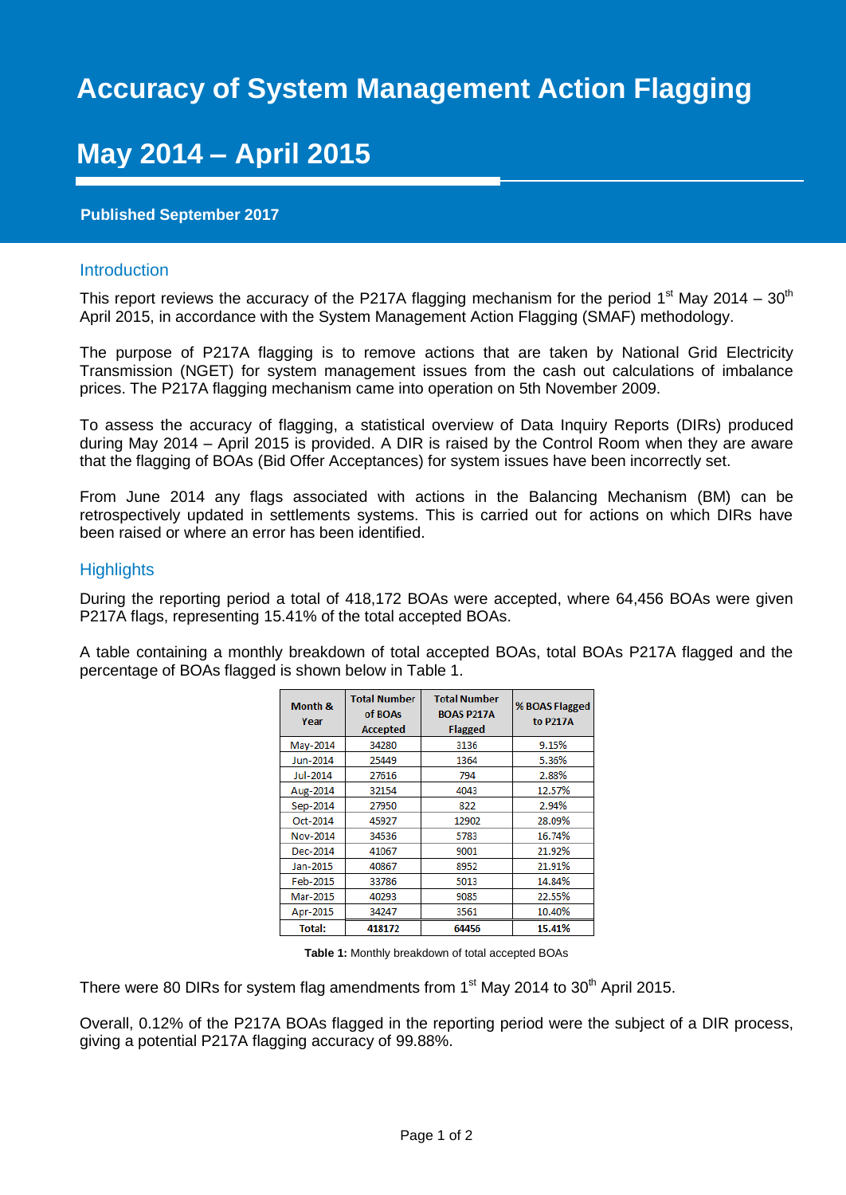# Accuracy of System Management Action Flagging

# May 2014 – April 2015

**Published September 2017**

## Introduction

This report reviews the accuracy of the P217A flagging mechanism for the period 1st May 2014 – 30th April 2015, in accordance with the System Management Action Flagging (SMAF) methodology.

The purpose of P217A flagging is to remove actions that are taken by National Grid Electricity Transmission (NGET) for system management issues from the cash out calculations of imbalance prices. The P217A flagging mechanism came into operation on 5th November 2009.

To assess the accuracy of flagging, a statistical overview of Data Inquiry Reports (DIRs) produced during May 2014 – April 2015 is provided. A DIR is raised by the Control Room when they are aware that the flagging of BOAs (Bid Offer Acceptances) for system issues have been incorrectly set.

From June 2014 any flags associated with actions in the Balancing Mechanism (BM) can be retrospectively updated in settlements systems. This is carried out for actions on which DIRs have been raised or where an error has been identified.

## Highlights

During the reporting period a total of 418,172 BOAs were accepted, where 64,456 BOAs were given P217A flags, representing 15.41% of the total accepted BOAs.

A table containing a monthly breakdown of total accepted BOAs, total BOAs P217A flagged and the percentage of BOAs flagged is shown below in Table 1.

| Month & Year | Total Number of BOAs Accepted | Total Number BOAS P217A Flagged | % BOAS Flagged to P217A |
|---|---|---|---|
| May-2014 | 34280 | 3136 | 9.15% |
| Jun-2014 | 25449 | 1364 | 5.36% |
| Jul-2014 | 27616 | 794 | 2.88% |
| Aug-2014 | 32154 | 4043 | 12.57% |
| Sep-2014 | 27950 | 822 | 2.94% |
| Oct-2014 | 45927 | 12902 | 28.09% |
| Nov-2014 | 34536 | 5783 | 16.74% |
| Dec-2014 | 41067 | 9001 | 21.92% |
| Jan-2015 | 40867 | 8952 | 21.91% |
| Feb-2015 | 33786 | 5013 | 14.84% |
| Mar-2015 | 40293 | 9085 | 22.55% |
| Apr-2015 | 34247 | 3561 | 10.40% |
| **Total:** | **418172** | **64456** | **15.41%** |

**Table 1:** Monthly breakdown of total accepted BOAs

There were 80 DIRs for system flag amendments from 1st May 2014 to 30th April 2015.

Overall, 0.12% of the P217A BOAs flagged in the reporting period were the subject of a DIR process, giving a potential P217A flagging accuracy of 99.88%.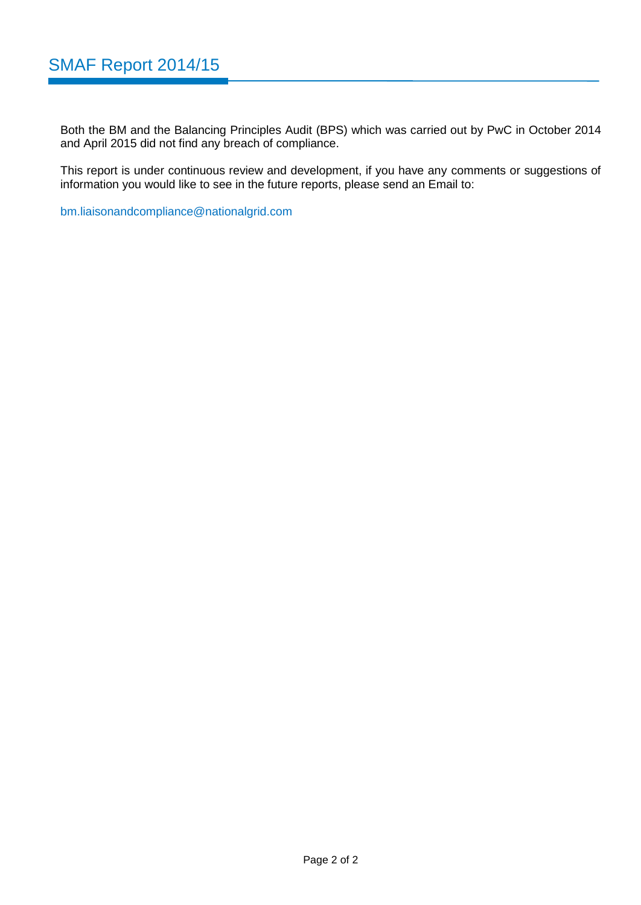Both the BM and the Balancing Principles Audit (BPS) which was carried out by PwC in October 2014 and April 2015 did not find any breach of compliance.

This report is under continuous review and development, if you have any comments or suggestions of information you would like to see in the future reports, please send an Email to:

bm.liaisonandcompliance@nationalgrid.com